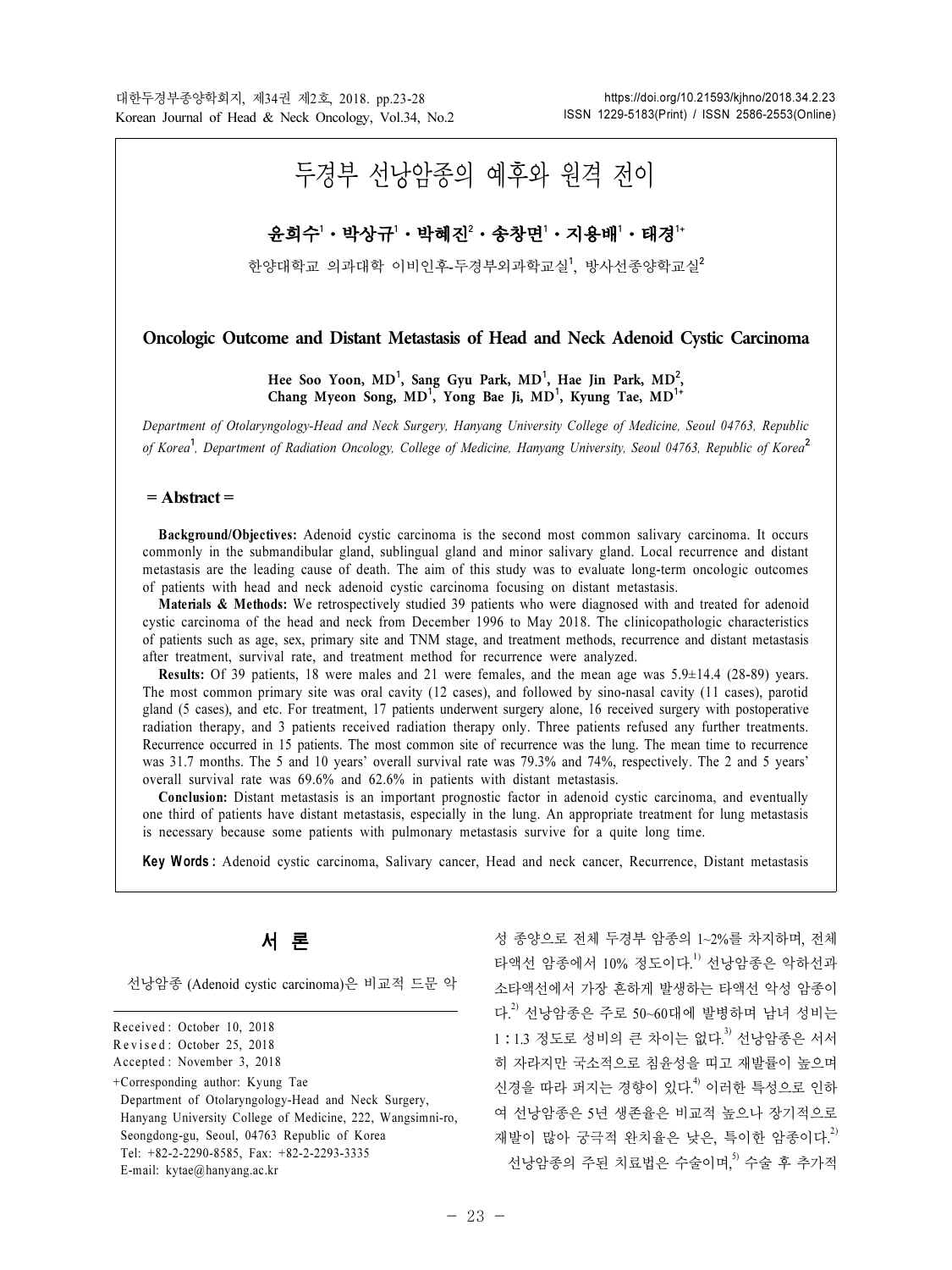# 두경부 선낭암종의 예후와 원격 전이

**윤희수[1] · 박상규[1] · 박혜진[2] · 송창면[1] · 지용배[1] · 태경[1+]**

한양대학교 의과대학 이비인후-두경부외과학교실[1], 방사선종양학교실[2]

## Oncologic Outcome and Distant Metastasis of Head and Neck Adenoid Cystic Carcinoma

**Hee Soo Yoon, MD[1], Sang Gyu Park, MD[1], Hae Jin Park, MD[2], Chang Myeon Song, MD[1], Yong Bae Ji, MD[1], Kyung Tae, MD[1+]**

*Department of Otolaryngology-Head and Neck Surgery, Hanyang University College of Medicine, Seoul 04763, Republic of Korea[1], Department of Radiation Oncology, College of Medicine, Hanyang University, Seoul 04763, Republic of Korea[2]*

**= Abstract =**

**Background/Objectives:** Adenoid cystic carcinoma is the second most common salivary carcinoma. It occurs commonly in the submandibular gland, sublingual gland and minor salivary gland. Local recurrence and distant metastasis are the leading cause of death. The aim of this study was to evaluate long-term oncologic outcomes of patients with head and neck adenoid cystic carcinoma focusing on distant metastasis.

**Materials & Methods:** We retrospectively studied 39 patients who were diagnosed with and treated for adenoid cystic carcinoma of the head and neck from December 1996 to May 2018. The clinicopathologic characteristics of patients such as age, sex, primary site and TNM stage, and treatment methods, recurrence and distant metastasis after treatment, survival rate, and treatment method for recurrence were analyzed.

**Results:** Of 39 patients, 18 were males and 21 were females, and the mean age was 5.9±14.4 (28-89) years. The most common primary site was oral cavity (12 cases), and followed by sino-nasal cavity (11 cases), parotid gland (5 cases), and etc. For treatment, 17 patients underwent surgery alone, 16 received surgery with postoperative radiation therapy, and 3 patients received radiation therapy only. Three patients refused any further treatments. Recurrence occurred in 15 patients. The most common site of recurrence was the lung. The mean time to recurrence was 31.7 months. The 5 and 10 years' overall survival rate was 79.3% and 74%, respectively. The 2 and 5 years' overall survival rate was 69.6% and 62.6% in patients with distant metastasis.

**Conclusion:** Distant metastasis is an important prognostic factor in adenoid cystic carcinoma, and eventually one third of patients have distant metastasis, especially in the lung. An appropriate treatment for lung metastasis is necessary because some patients with pulmonary metastasis survive for a quite long time.

**Key Words :** Adenoid cystic carcinoma, Salivary cancer, Head and neck cancer, Recurrence, Distant metastasis

## 서 론

선낭암종 (Adenoid cystic carcinoma)은 비교적 드문 악성 종양으로 전체 두경부 암종의 1~2%를 차지하며, 전체 타액선 암종에서 10% 정도이다.[1)] 선낭암종은 악하선과 소타액선에서 가장 흔하게 발생하는 타액선 악성 암종이다.[2)] 선낭암종은 주로 50~60대에 발병하며 남녀 성비는 1 : 1.3 정도로 성비의 큰 차이는 없다.[3)] 선낭암종은 서서히 자라지만 국소적으로 침윤성을 띠고 재발률이 높으며 신경을 따라 퍼지는 경향이 있다.[4)] 이러한 특성으로 인하여 선낭암종은 5년 생존율은 비교적 높으나 장기적으로 재발이 많아 궁극적 완치율은 낮은, 특이한 암종이다.[2)]

선낭암종의 주된 치료법은 수술이며,[5)] 수술 후 추가적

Received : October 10, 2018
Revised : October 25, 2018
Accepted : November 3, 2018
+Corresponding author: Kyung Tae
Department of Otolaryngology-Head and Neck Surgery, Hanyang University College of Medicine, 222, Wangsimni-ro, Seongdong-gu, Seoul, 04763 Republic of Korea
Tel: +82-2-2290-8585, Fax: +82-2-2293-3335
E-mail: kytae@hanyang.ac.kr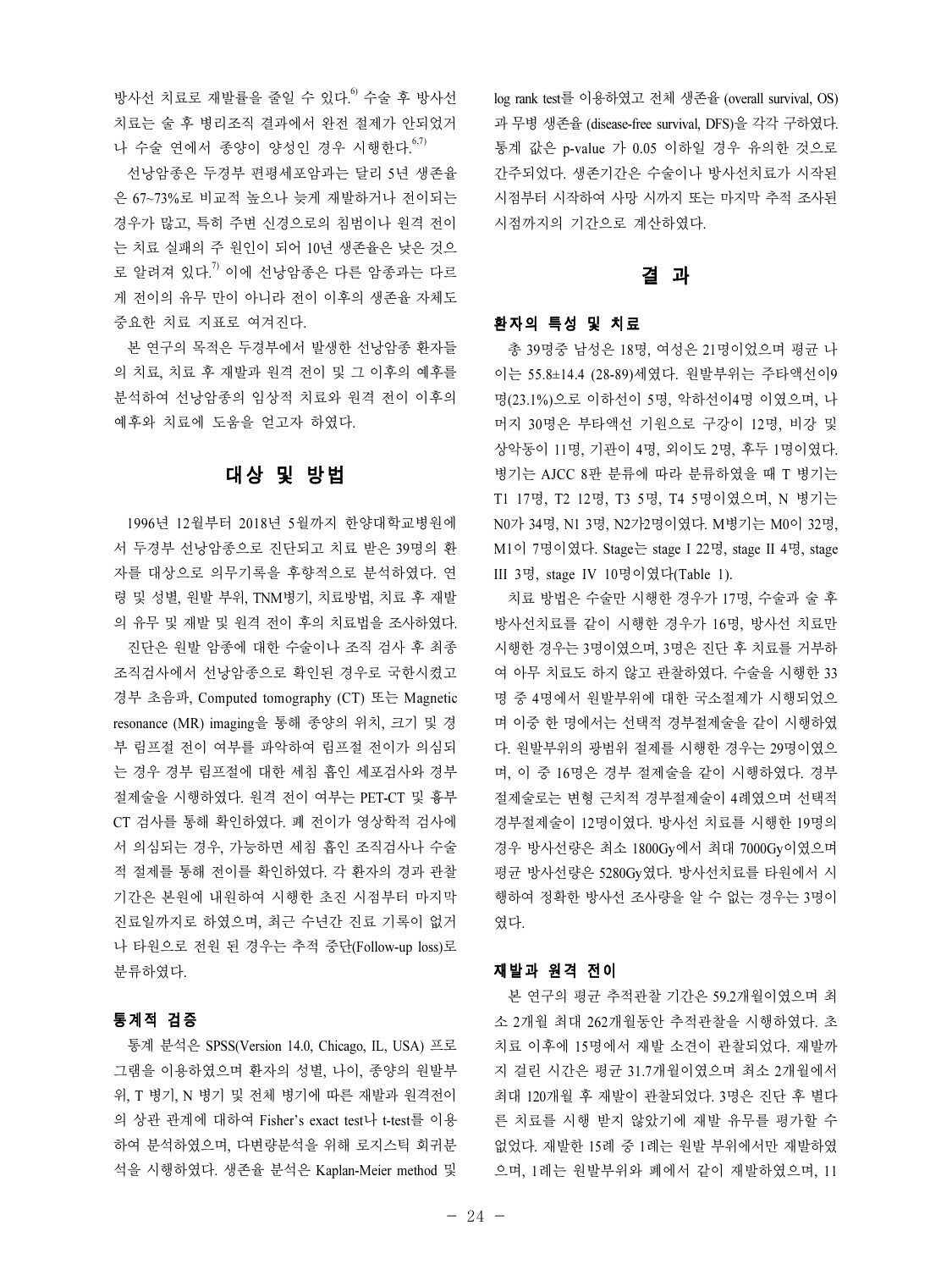방사선 치료로 재발률을 줄일 수 있다.[6] 수술 후 방사선 치료는 술 후 병리조직 결과에서 완전 절제가 안되었거나 수술 연에서 종양이 양성인 경우 시행한다.[6,7]

선낭암종은 두경부 편평세포암과는 달리 5년 생존율은 67~73%로 비교적 높으나 늦게 재발하거나 전이되는 경우가 많고, 특히 주변 신경으로의 침범이나 원격 전이는 치료 실패의 주 원인이 되어 10년 생존율은 낮은 것으로 알려져 있다.[7] 이에 선낭암종은 다른 암종과는 다르게 전이의 유무 만이 아니라 전이 이후의 생존율 자체도 중요한 치료 지표로 여겨진다.

본 연구의 목적은 두경부에서 발생한 선낭암종 환자들의 치료, 치료 후 재발과 원격 전이 및 그 이후의 예후를 분석하여 선낭암종의 임상적 치료와 원격 전이 이후의 예후와 치료에 도움을 얻고자 하였다.

## 대상 및 방법

1996년 12월부터 2018년 5월까지 한양대학교병원에서 두경부 선낭암종으로 진단되고 치료 받은 39명의 환자를 대상으로 의무기록을 후향적으로 분석하였다. 연령 및 성별, 원발 부위, TNM병기, 치료방법, 치료 후 재발의 유무 및 재발 및 원격 전이 후의 치료법을 조사하였다.

진단은 원발 암종에 대한 수술이나 조직 검사 후 최종 조직검사에서 선낭암종으로 확인된 경우로 국한시켰고 경부 초음파, Computed tomography (CT) 또는 Magnetic resonance (MR) imaging을 통해 종양의 위치, 크기 및 경부 림프절 전이 여부를 파악하여 림프절 전이가 의심되는 경우 경부 림프절에 대한 세침 흡인 세포검사와 경부 절제술을 시행하였다. 원격 전이 여부는 PET-CT 및 흉부 CT 검사를 통해 확인하였다. 폐 전이가 영상학적 검사에서 의심되는 경우, 가능하면 세침 흡인 조직검사나 수술적 절제를 통해 전이를 확인하였다. 각 환자의 경과 관찰 기간은 본원에 내원하여 시행한 초진 시점부터 마지막 진료일까지로 하였으며, 최근 수년간 진료 기록이 없거나 타원으로 전원 된 경우는 추적 중단(Follow-up loss)로 분류하였다.

### 통계적 검증

통계 분석은 SPSS(Version 14.0, Chicago, IL, USA) 프로그램을 이용하였으며 환자의 성별, 나이, 종양의 원발부위, T 병기, N 병기 및 전체 병기에 따른 재발과 원격전이의 상관 관계에 대하여 Fisher's exact test나 t-test를 이용하여 분석하였으며, 다변량분석을 위해 로지스틱 회귀분석을 시행하였다. 생존율 분석은 Kaplan-Meier method 및 log rank test를 이용하였고 전체 생존율 (overall survival, OS)과 무병 생존율 (disease-free survival, DFS)을 각각 구하였다. 통계 값은 p-value 가 0.05 이하일 경우 유의한 것으로 간주되었다. 생존기간은 수술이나 방사선치료가 시작된 시점부터 시작하여 사망 시까지 또는 마지막 추적 조사된 시점까지의 기간으로 계산하였다.

## 결 과

### 환자의 특성 및 치료

총 39명중 남성은 18명, 여성은 21명이었으며 평균 나이는 55.8±14.4 (28-89)세였다. 원발부위는 주타액선이9명(23.1%)으로 이하선이 5명, 악하선이4명 이였으며, 나머지 30명은 부타액선 기원으로 구강이 12명, 비강 및 상악동이 11명, 기관이 4명, 외이도 2명, 후두 1명이였다. 병기는 AJCC 8판 분류에 따라 분류하였을 때 T 병기는 T1 17명, T2 12명, T3 5명, T4 5명이였으며, N 병기는 N0가 34명, N1 3명, N2가2명이였다. M병기는 M0이 32명, M1이 7명이였다. Stage는 stage I 22명, stage II 4명, stage III 3명, stage IV 10명이였다(Table 1).

치료 방법은 수술만 시행한 경우가 17명, 수술과 술 후 방사선치료를 같이 시행한 경우가 16명, 방사선 치료만 시행한 경우는 3명이였으며, 3명은 진단 후 치료를 거부하여 아무 치료도 하지 않고 관찰하였다. 수술을 시행한 33명 중 4명에서 원발부위에 대한 국소절제가 시행되었으며 이중 한 명에서는 선택적 경부절제술을 같이 시행하였다. 원발부위의 광범위 절제를 시행한 경우는 29명이였으며, 이 중 16명은 경부 절제술을 같이 시행하였다. 경부절제술로는 변형 근치적 경부절제술이 4례였으며 선택적 경부절제술이 12명이였다. 방사선 치료를 시행한 19명의 경우 방사선량은 최소 1800Gy에서 최대 7000Gy이였으며 평균 방사선량은 5280Gy였다. 방사선치료를 타원에서 시행하여 정확한 방사선 조사량을 알 수 없는 경우는 3명이였다.

### 재발과 원격 전이

본 연구의 평균 추적관찰 기간은 59.2개월이였으며 최소 2개월 최대 262개월동안 추적관찰을 시행하였다. 초치료 이후에 15명에서 재발 소견이 관찰되었다. 재발까지 걸린 시간은 평균 31.7개월이였으며 최소 2개월에서 최대 120개월 후 재발이 관찰되었다. 3명은 진단 후 별다른 치료를 시행 받지 않았기에 재발 유무를 평가할 수 없었다. 재발한 15례 중 1례는 원발 부위에서만 재발하였으며, 1례는 원발부위와 폐에서 같이 재발하였으며, 11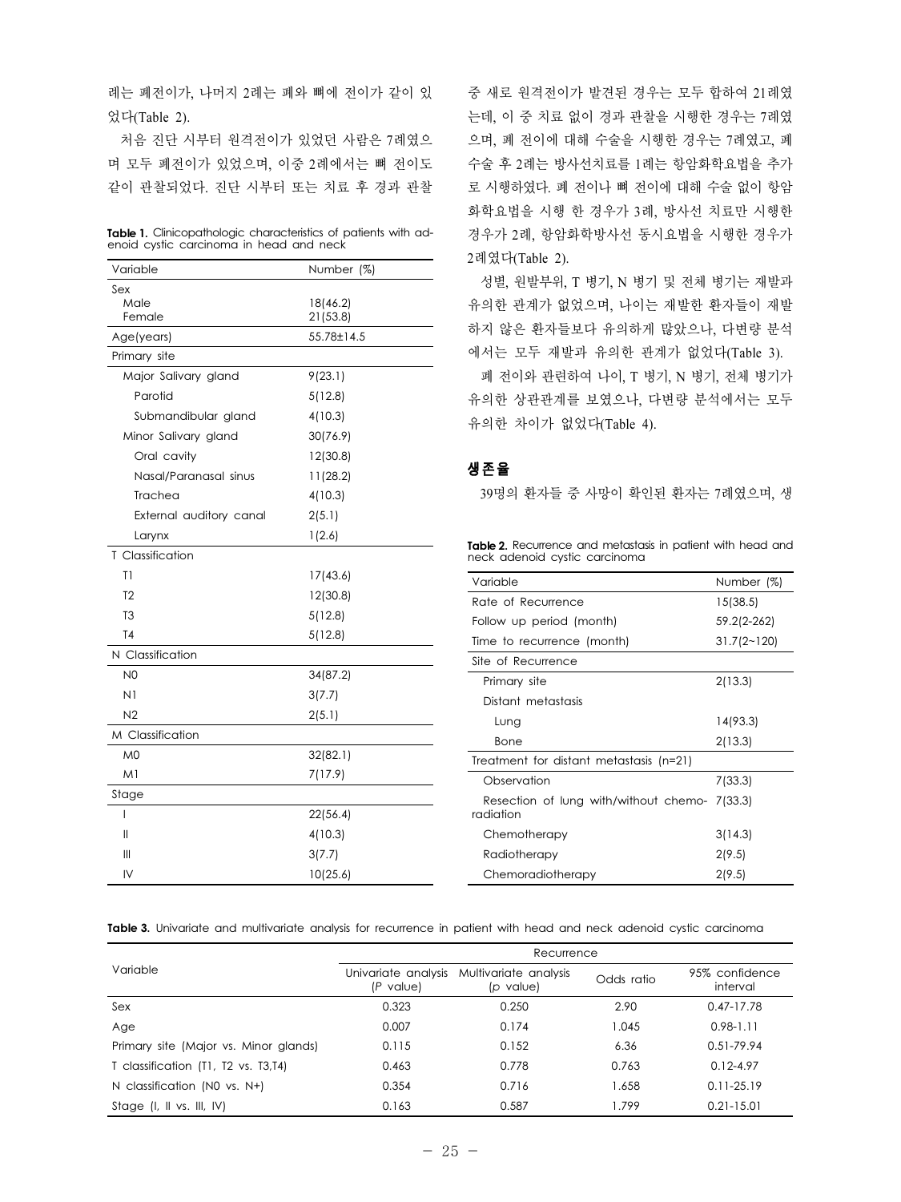례는 폐전이가, 나머지 2례는 폐와 뼈에 전이가 같이 있었다(Table 2).

처음 진단 시부터 원격전이가 있었던 사람은 7례였으며 모두 폐전이가 있었으며, 이중 2례에서는 뼈 전이도 같이 관찰되었다. 진단 시부터 또는 치료 후 경과 관찰 중 새로 원격전이가 발견된 경우는 모두 합하여 21례였는데, 이 중 치료 없이 경과 관찰을 시행한 경우는 7례였으며, 폐 전이에 대해 수술을 시행한 경우는 7례였고, 폐 수술 후 2례는 방사선치료를 1례는 항암화학요법을 추가로 시행하였다. 폐 전이나 뼈 전이에 대해 수술 없이 항암화학요법을 시행 한 경우가 3례, 방사선 치료만 시행한 경우가 2례, 항암화학방사선 동시요법을 시행한 경우가 2례였다(Table 2).

성별, 원발부위, T 병기, N 병기 및 전체 병기는 재발과 유의한 관계가 없었으며, 나이는 재발한 환자들이 재발하지 않은 환자들보다 유의하게 많았으나, 다변량 분석에서는 모두 재발과 유의한 관계가 없었다(Table 3).

폐 전이와 관련하여 나이, T 병기, N 병기, 전체 병기가 유의한 상관관계를 보였으나, 다변량 분석에서는 모두 유의한 차이가 없었다(Table 4).

## 생존율

39명의 환자들 중 사망이 확인된 환자는 7례였으며, 생

**Table 1.** Clinicopathologic characteristics of patients with adenoid cystic carcinoma in head and neck

| Variable | Number (%) |
|---|---|
| Sex | |
| Male | 18(46.2) |
| Female | 21(53.8) |
| Age(years) | 55.78±14.5 |
| Primary site | |
| Major Salivary gland | 9(23.1) |
| Parotid | 5(12.8) |
| Submandibular gland | 4(10.3) |
| Minor Salivary gland | 30(76.9) |
| Oral cavity | 12(30.8) |
| Nasal/Paranasal sinus | 11(28.2) |
| Trachea | 4(10.3) |
| External auditory canal | 2(5.1) |
| Larynx | 1(2.6) |
| T Classification | |
| T1 | 17(43.6) |
| T2 | 12(30.8) |
| T3 | 5(12.8) |
| T4 | 5(12.8) |
| N Classification | |
| N0 | 34(87.2) |
| N1 | 3(7.7) |
| N2 | 2(5.1) |
| M Classification | |
| M0 | 32(82.1) |
| M1 | 7(17.9) |
| Stage | |
| I | 22(56.4) |
| II | 4(10.3) |
| III | 3(7.7) |
| IV | 10(25.6) |

**Table 2.** Recurrence and metastasis in patient with head and neck adenoid cystic carcinoma

| Variable | Number (%) |
|---|---|
| Rate of Recurrence | 15(38.5) |
| Follow up period (month) | 59.2(2-262) |
| Time to recurrence (month) | 31.7(2~120) |
| Site of Recurrence | |
| Primary site | 2(13.3) |
| Distant metastasis | |
| Lung | 14(93.3) |
| Bone | 2(13.3) |
| Treatment for distant metastasis (n=21) | |
| Observation | 7(33.3) |
| Resection of lung with/without chemo-radiation | 7(33.3) |
| Chemotherapy | 3(14.3) |
| Radiotherapy | 2(9.5) |
| Chemoradiotherapy | 2(9.5) |

**Table 3.** Univariate and multivariate analysis for recurrence in patient with head and neck adenoid cystic carcinoma

| Variable | Recurrence | | | |
|---|---|---|---|---|
| | Univariate analysis (P value) | Multivariate analysis (p value) | Odds ratio | 95% confidence interval |
| Sex | 0.323 | 0.250 | 2.90 | 0.47-17.78 |
| Age | 0.007 | 0.174 | 1.045 | 0.98-1.11 |
| Primary site (Major vs. Minor glands) | 0.115 | 0.152 | 6.36 | 0.51-79.94 |
| T classification (T1, T2 vs. T3,T4) | 0.463 | 0.778 | 0.763 | 0.12-4.97 |
| N classification (N0 vs. N+) | 0.354 | 0.716 | 1.658 | 0.11-25.19 |
| Stage (I, II vs. III, IV) | 0.163 | 0.587 | 1.799 | 0.21-15.01 |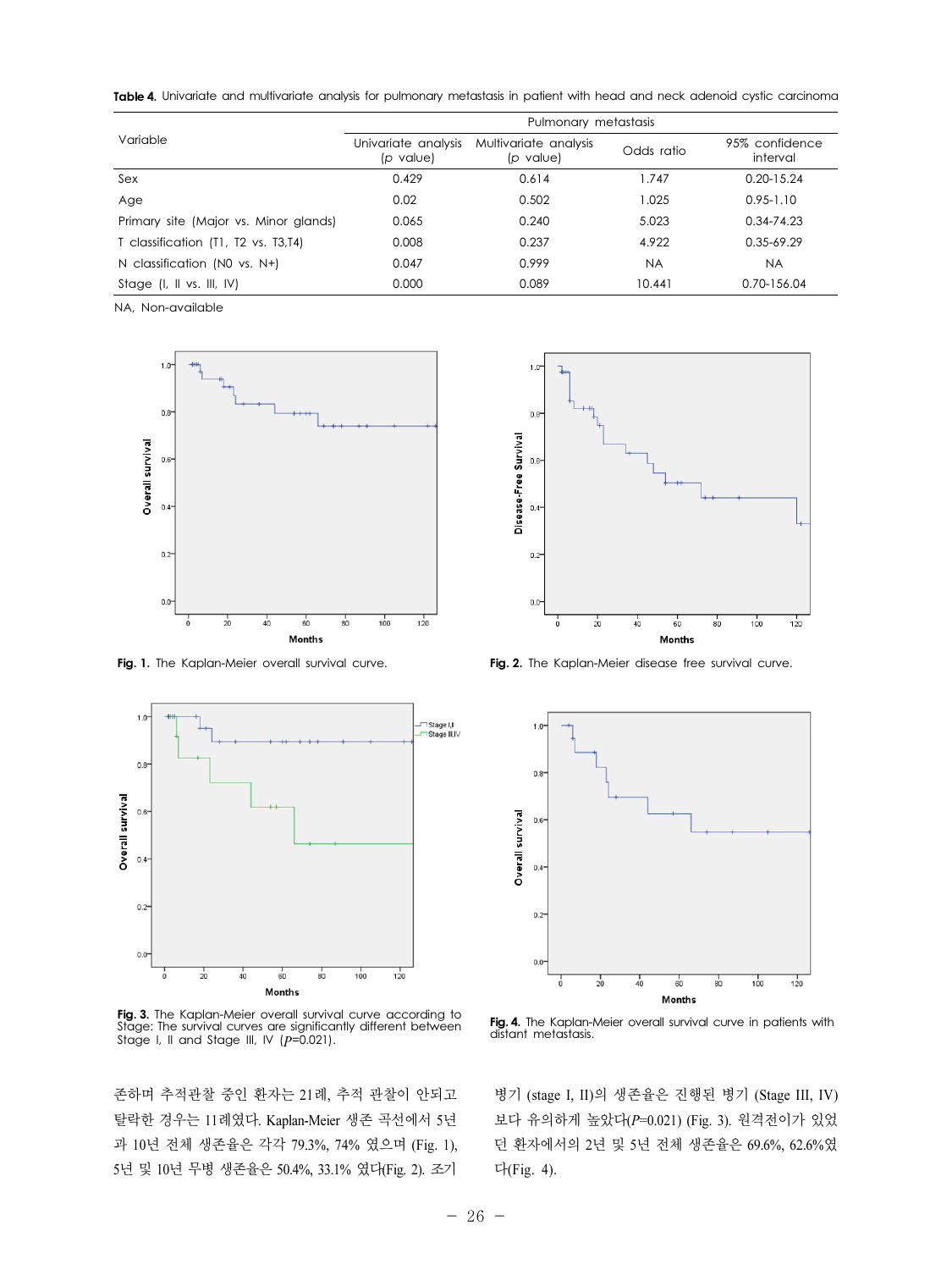**Table 4.** Univariate and multivariate analysis for pulmonary metastasis in patient with head and neck adenoid cystic carcinoma

| Variable | Pulmonary metastasis | | | |
|---|---|---|---|---|
| | Univariate analysis (p value) | Multivariate analysis (p value) | Odds ratio | 95% confidence interval |
| Sex | 0.429 | 0.614 | 1.747 | 0.20-15.24 |
| Age | 0.02 | 0.502 | 1.025 | 0.95-1.10 |
| Primary site (Major vs. Minor glands) | 0.065 | 0.240 | 5.023 | 0.34-74.23 |
| T classification (T1, T2 vs. T3,T4) | 0.008 | 0.237 | 4.922 | 0.35-69.29 |
| N classification (N0 vs. N+) | 0.047 | 0.999 | NA | NA |
| Stage (I, Ⅱ vs. Ⅲ, Ⅳ) | 0.000 | 0.089 | 10.441 | 0.70-156.04 |

NA, Non-available

Overall survival
1.0
0.8
0.6
0.4
0.2
0.0
0 20 40 60 80 100 120
Months

**Fig. 1.** The Kaplan-Meier overall survival curve.

Disease-Free Survival
1.0
0.8
0.6
0.4
0.2
0.0
0 20 40 60 80 100 120
Months

**Fig. 2.** The Kaplan-Meier disease free survival curve.

Overall survival
Stage I,II
Stage III,IV
1.0
0.8
0.6
0.4
0.2
0.0
0 20 40 60 80 100 120
Months

**Fig. 3.** The Kaplan-Meier overall survival curve according to Stage: The survival curves are significantly different between Stage I, Ⅱ and Stage Ⅲ, Ⅳ ($P$=0.021).

Overall survival
1.0
0.8
0.6
0.4
0.2
0.0
0 20 40 60 80 100 120
Months

**Fig. 4.** The Kaplan-Meier overall survival curve in patients with distant metastasis.

존하며 추적관찰 중인 환자는 21례, 추적 관찰이 안되고 탈락한 경우는 11례였다. Kaplan-Meier 생존 곡선에서 5년과 10년 전체 생존율은 각각 79.3%, 74% 였으며 (Fig. 1), 5년 및 10년 무병 생존율은 50.4%, 33.1% 였다(Fig. 2). 조기 병기 (stage I, II)의 생존율은 진행된 병기 (Stage III, IV) 보다 유의하게 높았다($P$=0.021) (Fig. 3). 원격전이가 있었던 환자에서의 2년 및 5년 전체 생존율은 69.6%, 62.6%였다(Fig. 4).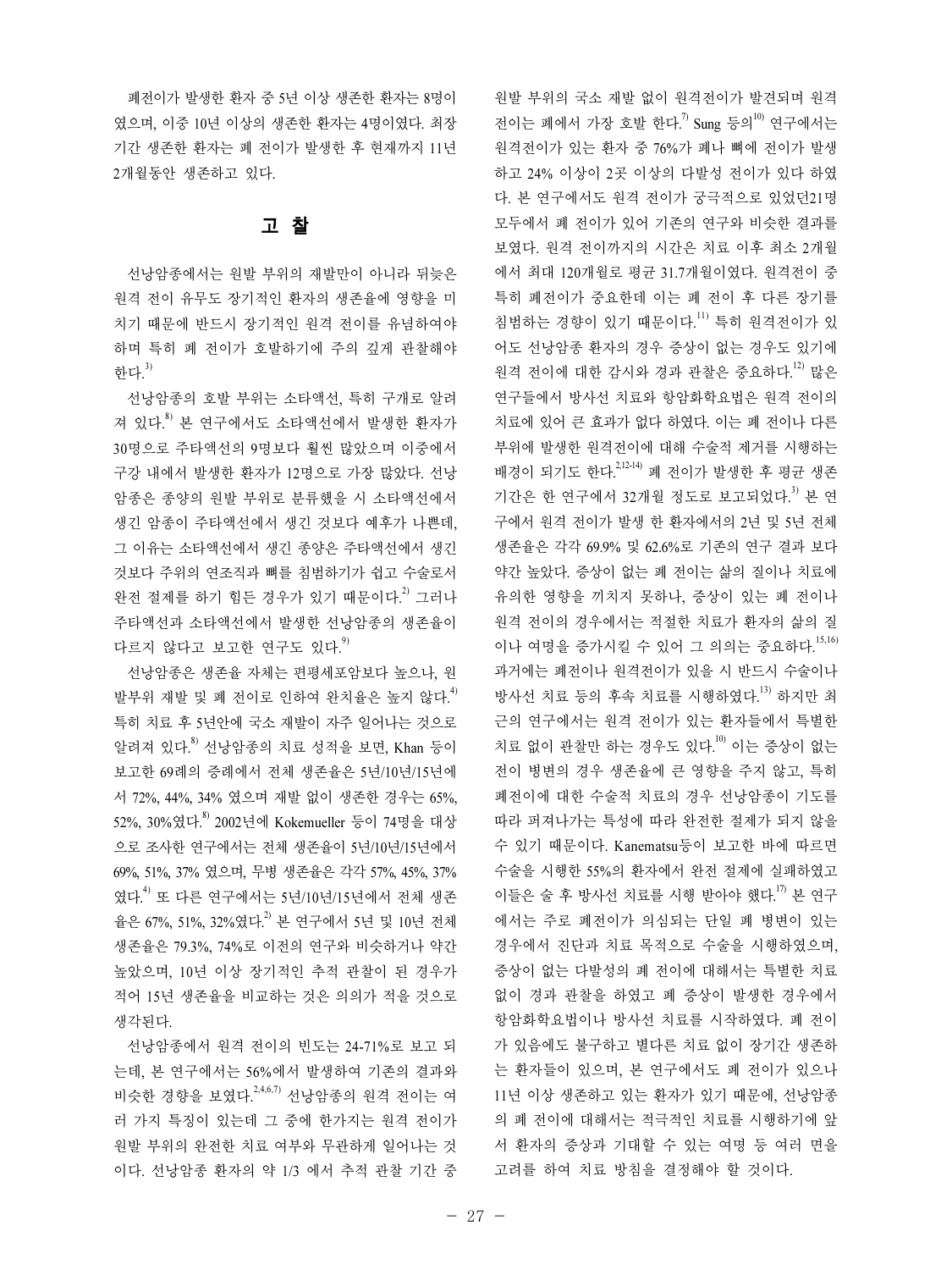폐전이가 발생한 환자 중 5년 이상 생존한 환자는 8명이였으며, 이중 10년 이상의 생존한 환자는 4명이였다. 최장기간 생존한 환자는 폐 전이가 발생한 후 현재까지 11년 2개월동안 생존하고 있다.

## 고 찰

선낭암종에서는 원발 부위의 재발만이 아니라 뒤늦은 원격 전이 유무도 장기적인 환자의 생존율에 영향을 미치기 때문에 반드시 장기적인 원격 전이를 유념하여야 하며 특히 폐 전이가 호발하기에 주의 깊게 관찰해야 한다.[3]

선낭암종의 호발 부위는 소타액선, 특히 구개로 알려져 있다.[8] 본 연구에서도 소타액선에서 발생한 환자가 30명으로 주타액선의 9명보다 훨씬 많았으며 이중에서 구강 내에서 발생한 환자가 12명으로 가장 많았다. 선낭암종은 종양의 원발 부위로 분류했을 시 소타액선에서 생긴 암종이 주타액선에서 생긴 것보다 예후가 나쁜데, 그 이유는 소타액선에서 생긴 종양은 주타액선에서 생긴 것보다 주위의 연조직과 뼈를 침범하기가 쉽고 수술로서 완전 절제를 하기 힘든 경우가 있기 때문이다.[2] 그러나 주타액선과 소타액선에서 발생한 선낭암종의 생존율이 다르지 않다고 보고한 연구도 있다.[9]

선낭암종은 생존율 자체는 편평세포암보다 높으나, 원발부위 재발 및 폐 전이로 인하여 완치율은 높지 않다.[4] 특히 치료 후 5년안에 국소 재발이 자주 일어나는 것으로 알려져 있다.[8] 선낭암종의 치료 성적을 보면, Khan 등이 보고한 69례의 증례에서 전체 생존율은 5년/10년/15년에서 72%, 44%, 34% 였으며 재발 없이 생존한 경우는 65%, 52%, 30%였다.[8] 2002년에 Kokemueller 등이 74명을 대상으로 조사한 연구에서는 전체 생존율이 5년/10년/15년에서 69%, 51%, 37% 였으며, 무병 생존율은 각각 57%, 45%, 37%였다.[4] 또 다른 연구에서는 5년/10년/15년에서 전체 생존율은 67%, 51%, 32%였다.[2] 본 연구에서 5년 및 10년 전체 생존율은 79.3%, 74%로 이전의 연구와 비슷하거나 약간 높았으며, 10년 이상 장기적인 추적 관찰이 된 경우가 적어 15년 생존율을 비교하는 것은 의의가 적을 것으로 생각된다.

선낭암종에서 원격 전이의 빈도는 24-71%로 보고 되는데, 본 연구에서는 56%에서 발생하여 기존의 결과와 비슷한 경향을 보였다.[2,4,6,7] 선낭암종의 원격 전이는 여러 가지 특징이 있는데 그 중에 한가지는 원격 전이가 원발 부위의 완전한 치료 여부와 무관하게 일어나는 것이다. 선낭암종 환자의 약 1/3 에서 추적 관찰 기간 중 원발 부위의 국소 재발 없이 원격전이가 발견되며 원격전이는 폐에서 가장 호발 한다.[7] Sung 등의[10] 연구에서는 원격전이가 있는 환자 중 76%가 폐나 뼈에 전이가 발생하고 24% 이상이 2곳 이상의 다발성 전이가 있다 하였다. 본 연구에서도 원격 전이가 궁극적으로 있었던21명 모두에서 폐 전이가 있어 기존의 연구와 비슷한 결과를 보였다. 원격 전이까지의 시간은 치료 이후 최소 2개월에서 최대 120개월로 평균 31.7개월이였다. 원격전이 중 특히 폐전이가 중요한데 이는 폐 전이 후 다른 장기를 침범하는 경향이 있기 때문이다.[11] 특히 원격전이가 있어도 선낭암종 환자의 경우 증상이 없는 경우도 있기에 원격 전이에 대한 감시와 경과 관찰은 중요하다.[12] 많은 연구들에서 방사선 치료와 항암화학요법은 원격 전이의 치료에 있어 큰 효과가 없다 하였다. 이는 폐 전이나 다른 부위에 발생한 원격전이에 대해 수술적 제거를 시행하는 배경이 되기도 한다.[2,12-14] 폐 전이가 발생한 후 평균 생존기간은 한 연구에서 32개월 정도로 보고되었다.[3] 본 연구에서 원격 전이가 발생 한 환자에서의 2년 및 5년 전체 생존율은 각각 69.9% 및 62.6%로 기존의 연구 결과 보다 약간 높았다. 증상이 없는 폐 전이는 삶의 질이나 치료에 유의한 영향을 끼치지 못하나, 증상이 있는 폐 전이나 원격 전이의 경우에서는 적절한 치료가 환자의 삶의 질이나 여명을 증가시킬 수 있어 그 의의는 중요하다.[15,16] 과거에는 폐전이나 원격전이가 있을 시 반드시 수술이나 방사선 치료 등의 후속 치료를 시행하였다.[13] 하지만 최근의 연구에서는 원격 전이가 있는 환자들에서 특별한 치료 없이 관찰만 하는 경우도 있다.[10] 이는 증상이 없는 전이 병변의 경우 생존율에 큰 영향을 주지 않고, 특히 폐전이에 대한 수술적 치료의 경우 선낭암종이 기도를 따라 퍼져나가는 특성에 따라 완전한 절제가 되지 않을 수 있기 때문이다. Kanematsu등이 보고한 바에 따르면 수술을 시행한 55%의 환자에서 완전 절제에 실패하였고 이들은 술 후 방사선 치료를 시행 받아야 했다.[17] 본 연구에서는 주로 폐전이가 의심되는 단일 폐 병변이 있는 경우에서 진단과 치료 목적으로 수술을 시행하였으며, 증상이 없는 다발성의 폐 전이에 대해서는 특별한 치료 없이 경과 관찰을 하였고 폐 증상이 발생한 경우에서 항암화학요법이나 방사선 치료를 시작하였다. 폐 전이가 있음에도 불구하고 별다른 치료 없이 장기간 생존하는 환자들이 있으며, 본 연구에서도 폐 전이가 있으나 11년 이상 생존하고 있는 환자가 있기 때문에, 선낭암종의 폐 전이에 대해서는 적극적인 치료를 시행하기에 앞서 환자의 증상과 기대할 수 있는 여명 등 여러 면을 고려를 하여 치료 방침을 결정해야 할 것이다.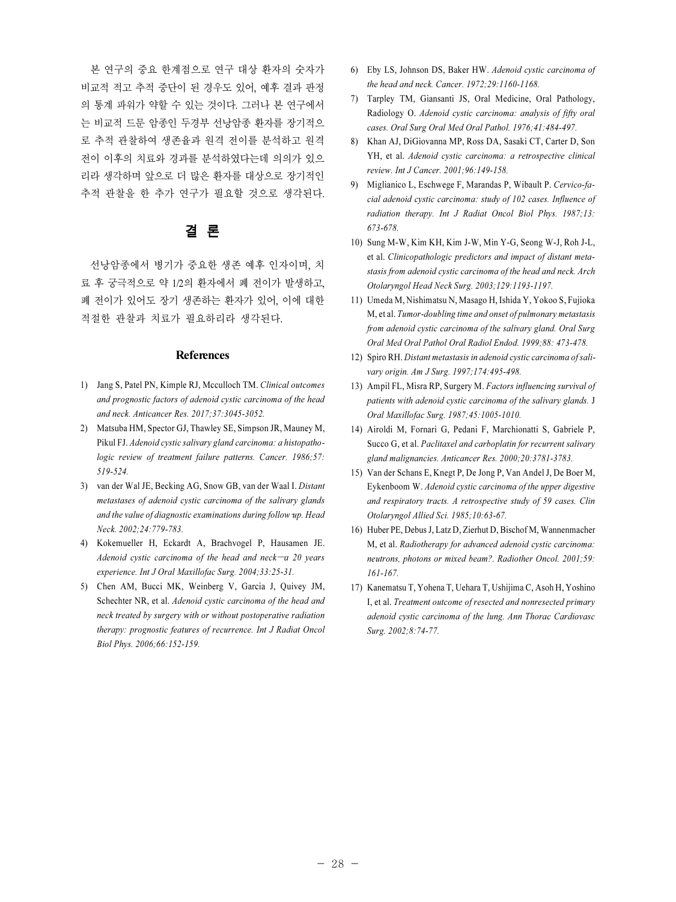본 연구의 중요 한계점으로 연구 대상 환자의 숫자가 비교적 적고 추적 중단이 된 경우도 있어, 예후 결과 판정의 통계 파워가 약할 수 있는 것이다. 그러나 본 연구에서는 비교적 드문 암종인 두경부 선낭암종 환자를 장기적으로 추적 관찰하여 생존율과 원격 전이를 분석하고 원격 전이 이후의 치료와 경과를 분석하였다는데 의의가 있으리라 생각하며 앞으로 더 많은 환자를 대상으로 장기적인 추적 관찰을 한 추가 연구가 필요할 것으로 생각된다.

## 결 론

선낭암종에서 병기가 중요한 생존 예후 인자이며, 치료 후 궁극적으로 약 1/2의 환자에서 폐 전이가 발생하고, 폐 전이가 있어도 장기 생존하는 환자가 있어, 이에 대한 적절한 관찰과 치료가 필요하리라 생각된다.

## References

1) Jang S, Patel PN, Kimple RJ, Mcculloch TM. *Clinical outcomes and prognostic factors of adenoid cystic carcinoma of the head and neck. Anticancer Res. 2017;37:3045-3052.*
2) Matsuba HM, Spector GJ, Thawley SE, Simpson JR, Mauney M, Pikul FJ. *Adenoid cystic salivary gland carcinoma: a histopathologic review of treatment failure patterns. Cancer. 1986;57: 519-524.*
3) van der Wal JE, Becking AG, Snow GB, van der Waal I. *Distant metastases of adenoid cystic carcinoma of the salivary glands and the value of diagnostic examinations during follow-up. Head Neck. 2002;24:779-783.*
4) Kokemueller H, Eckardt A, Brachvogel P, Hausamen JE. *Adenoid cystic carcinoma of the head and neck—a 20 years experience. Int J Oral Maxillofac Surg. 2004;33:25-31.*
5) Chen AM, Bucci MK, Weinberg V, Garcia J, Quivey JM, Schechter NR, et al. *Adenoid cystic carcinoma of the head and neck treated by surgery with or without postoperative radiation therapy: prognostic features of recurrence. Int J Radiat Oncol Biol Phys. 2006;66:152-159.*
6) Eby LS, Johnson DS, Baker HW. *Adenoid cystic carcinoma of the head and neck. Cancer. 1972;29:1160-1168.*
7) Tarpley TM, Giansanti JS, Oral Medicine, Oral Pathology, Radiology O. *Adenoid cystic carcinoma: analysis of fifty oral cases. Oral Surg Oral Med Oral Pathol. 1976;41:484-497.*
8) Khan AJ, DiGiovanna MP, Ross DA, Sasaki CT, Carter D, Son YH, et al. *Adenoid cystic carcinoma: a retrospective clinical review. Int J Cancer. 2001;96:149-158.*
9) Miglianico L, Eschwege F, Marandas P, Wibault P. *Cervico-facial adenoid cystic carcinoma: study of 102 cases. Influence of radiation therapy. Int J Radiat Oncol Biol Phys. 1987;13: 673-678.*
10) Sung M-W, Kim KH, Kim J-W, Min Y-G, Seong W-J, Roh J-L, et al. *Clinicopathologic predictors and impact of distant metastasis from adenoid cystic carcinoma of the head and neck. Arch Otolaryngol Head Neck Surg. 2003;129:1193-1197.*
11) Umeda M, Nishimatsu N, Masago H, Ishida Y, Yokoo S, Fujioka M, et al. *Tumor-doubling time and onset of pulmonary metastasis from adenoid cystic carcinoma of the salivary gland. Oral Surg Oral Med Oral Pathol Oral Radiol Endod. 1999;88: 473-478.*
12) Spiro RH. *Distant metastasis in adenoid cystic carcinoma of salivary origin. Am J Surg. 1997;174:495-498.*
13) Ampil FL, Misra RP, Surgery M. *Factors influencing survival of patients with adenoid cystic carcinoma of the salivary glands.* J *Oral Maxillofac Surg. 1987;45:1005-1010.*
14) Airoldi M, Fornari G, Pedani F, Marchionatti S, Gabriele P, Succo G, et al. *Paclitaxel and carboplatin for recurrent salivary gland malignancies. Anticancer Res. 2000;20:3781-3783.*
15) Van der Schans E, Knegt P, De Jong P, Van Andel J, De Boer M, Eykenboom W. *Adenoid cystic carcinoma of the upper digestive and respiratory tracts. A retrospective study of 59 cases. Clin Otolaryngol Allied Sci. 1985;10:63-67.*
16) Huber PE, Debus J, Latz D, Zierhut D, Bischof M, Wannenmacher M, et al. *Radiotherapy for advanced adenoid cystic carcinoma: neutrons, photons or mixed beam?. Radiother Oncol. 2001;59: 161-167.*
17) Kanematsu T, Yohena T, Uehara T, Ushijima C, Asoh H, Yoshino I, et al. *Treatment outcome of resected and nonresected primary adenoid cystic carcinoma of the lung. Ann Thorac Cardiovasc Surg. 2002;8:74-77.*